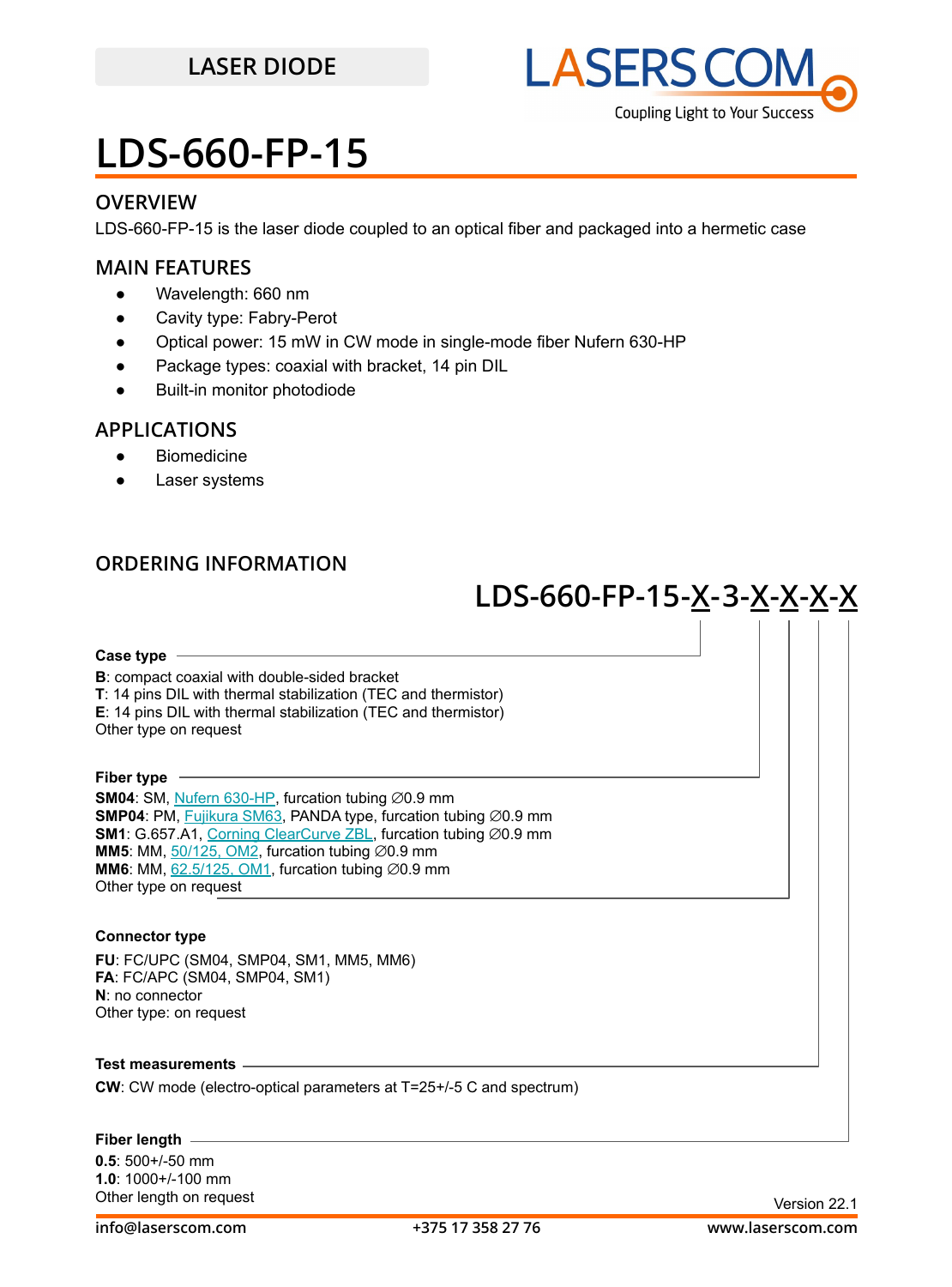LASER DIODE

# LDS-660-FP-15

## OVERVIEW

LDS-660-FP-15 is the laser diode coupled to an optical fiber and packaged into a hermetic case

## MAIN FEATURES

- Wavelength: 660 nm
- Cavity type: Fabry-Perot
- Optical power: 15 mW in CW mode in single-mode fiber Nufern 630-HP
- Package types: coaxial with bracket, 14 pin DIL
- Built-in monitor photodiode

## APPLICATIONS

- Biomedicine
- Laser systems

## ORDERING INFORMATION

**LDS-660-FP-15-X-3-X-X-X-X**

**Case type**

**B**: compact coaxial with double-sided bracket
**T**: 14 pins DIL with thermal stabilization (TEC and thermistor)
**E**: 14 pins DIL with thermal stabilization (TEC and thermistor)
Other type on request

**Fiber type**

**SM04**: SM, Nufern 630-HP, furcation tubing ∅0.9 mm
**SMP04**: PM, Fujikura SM63, PANDA type, furcation tubing ∅0.9 mm
**SM1**: G.657.A1, Corning ClearCurve ZBL, furcation tubing ∅0.9 mm
**MM5**: MM, 50/125, OM2, furcation tubing ∅0.9 mm
**MM6**: MM, 62.5/125, OM1, furcation tubing ∅0.9 mm
Other type on request

**Connector type**

**FU**: FC/UPC (SM04, SMP04, SM1, MM5, MM6)
**FA**: FC/APC (SM04, SMP04, SM1)
**N**: no connector
Other type: on request

**Test measurements**

**CW**: CW mode (electro-optical parameters at T=25+/-5 C and spectrum)

**Fiber length**

**0.5**: 500+/-50 mm
**1.0**: 1000+/-100 mm
Other length on request

Version 22.1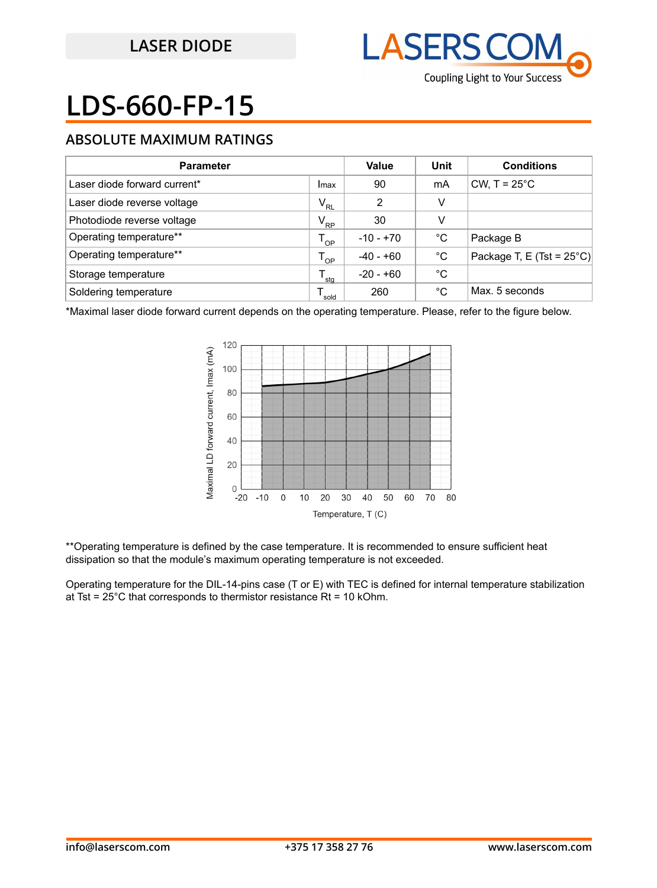# LDS-660-FP-15

## ABSOLUTE MAXIMUM RATINGS

| Parameter | | Value | Unit | Conditions |
|---|---|---|---|---|
| Laser diode forward current* | Imax | 90 | mA | CW, T = 25°C |
| Laser diode reverse voltage | $V_{RL}$ | 2 | V | |
| Photodiode reverse voltage | $V_{RP}$ | 30 | V | |
| Operating temperature** | $T_{OP}$ | -10 - +70 | °C | Package B |
| Operating temperature** | $T_{OP}$ | -40 - +60 | °C | Package T, E (Tst = 25°C) |
| Storage temperature | $T_{stg}$ | -20 - +60 | °C | |
| Soldering temperature | $T_{sold}$ | 260 | °C | Max. 5 seconds |

*Maximal laser diode forward current depends on the operating temperature. Please, refer to the figure below.

**Operating temperature is defined by the case temperature. It is recommended to ensure sufficient heat dissipation so that the module's maximum operating temperature is not exceeded.

Operating temperature for the DIL-14-pins case (T or E) with TEC is defined for internal temperature stabilization at Tst = 25°C that corresponds to thermistor resistance Rt = 10 kOhm.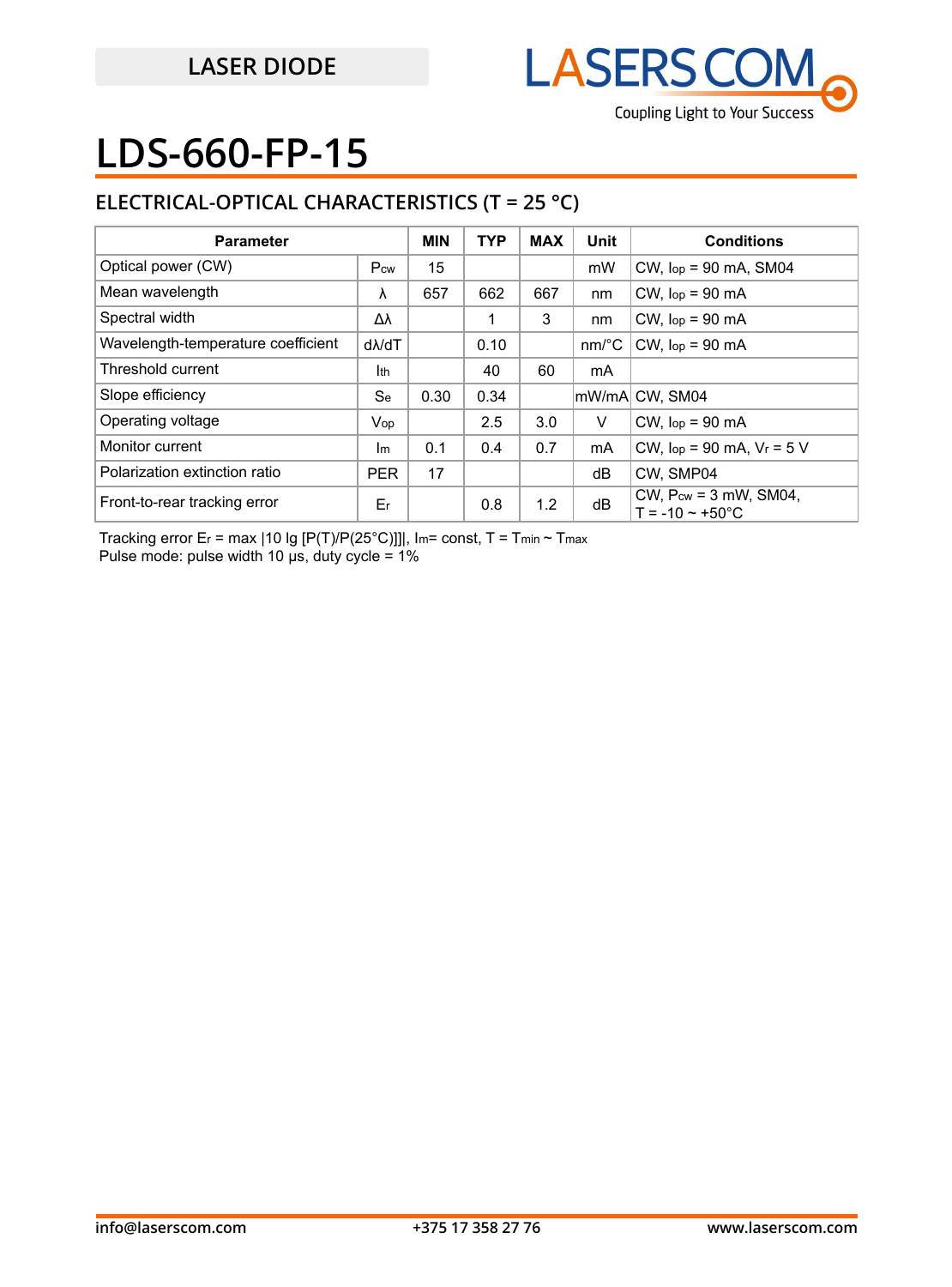LASER DIODE

# LDS-660-FP-15

## ELECTRICAL-OPTICAL CHARACTERISTICS (T = 25 °C)

| Parameter | | MIN | TYP | MAX | Unit | Conditions |
|---|---|---|---|---|---|---|
| Optical power (CW) | $P_{cw}$ | 15 | | | mW | CW, $I_{op}$ = 90 mA, SM04 |
| Mean wavelength | $\lambda$ | 657 | 662 | 667 | nm | CW, $I_{op}$ = 90 mA |
| Spectral width | $\Delta\lambda$ | | 1 | 3 | nm | CW, $I_{op}$ = 90 mA |
| Wavelength-temperature coefficient | $d\lambda/dT$ | | 0.10 | | nm/°C | CW, $I_{op}$ = 90 mA |
| Threshold current | $I_{th}$ | | 40 | 60 | mA | |
| Slope efficiency | $S_e$ | 0.30 | 0.34 | | mW/mA | CW, SM04 |
| Operating voltage | $V_{op}$ | | 2.5 | 3.0 | V | CW, $I_{op}$ = 90 mA |
| Monitor current | $I_m$ | 0.1 | 0.4 | 0.7 | mA | CW, $I_{op}$ = 90 mA, $V_r$ = 5 V |
| Polarization extinction ratio | PER | 17 | | | dB | CW, SMP04 |
| Front-to-rear tracking error | $E_r$ | | 0.8 | 1.2 | dB | CW, $P_{cw}$ = 3 mW, SM04, T = -10 ~ +50°C |

Tracking error $E_r = \max |10 \lg [P(T)/P(25°C)]|$, $I_m$= const, T = $T_{min}$ ~ $T_{max}$

Pulse mode: pulse width 10 µs, duty cycle = 1%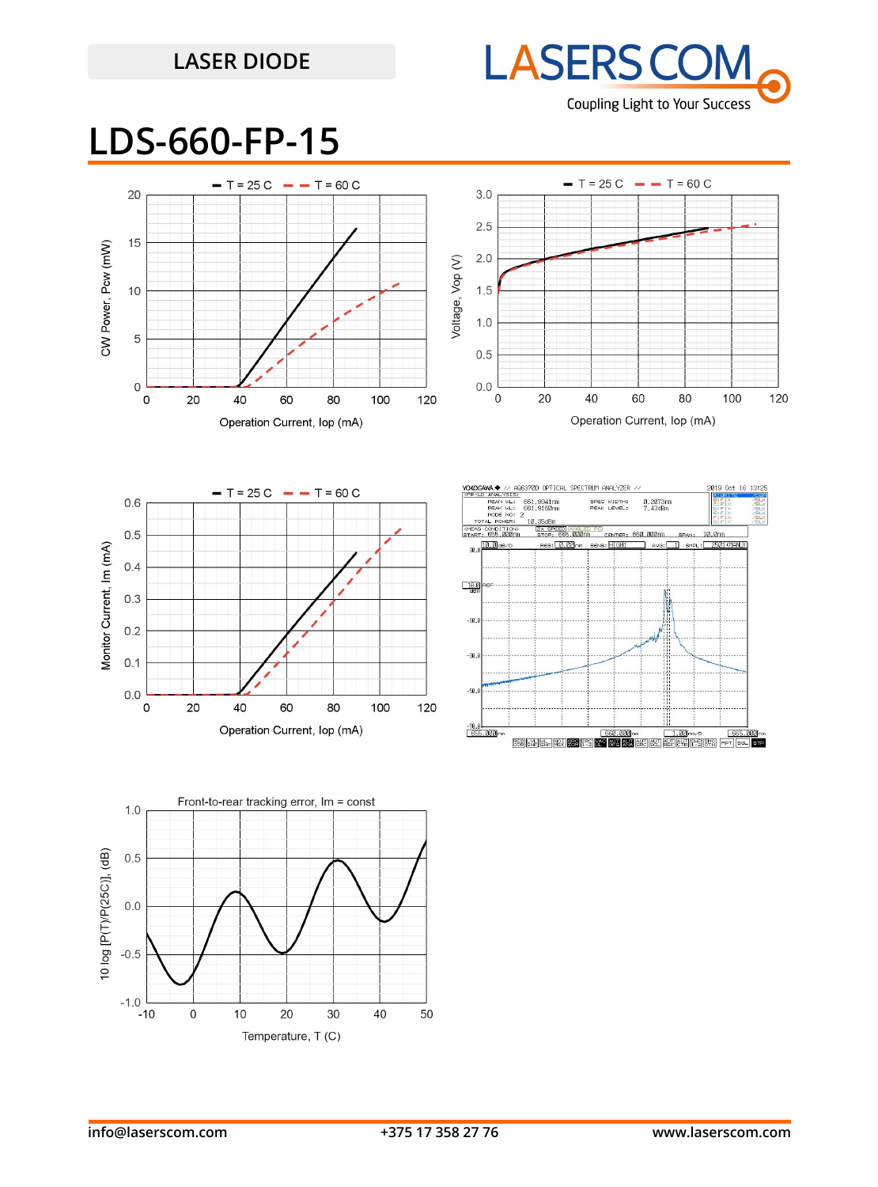LASER DIODE

# LDS-660-FP-15

T = 25 C — T = 60 C

CW Power, Pcw (mW)

Operation Current, Iop (mA)

T = 25 C — T = 60 C

Voltage, Vop (V)

Operation Current, Iop (mA)

T = 25 C — T = 60 C

Monitor Current, Im (mA)

Operation Current, Iop (mA)

Front-to-rear tracking error, Im = const

10 log [P(T)/P(25C)], (dB)

Temperature, T (C)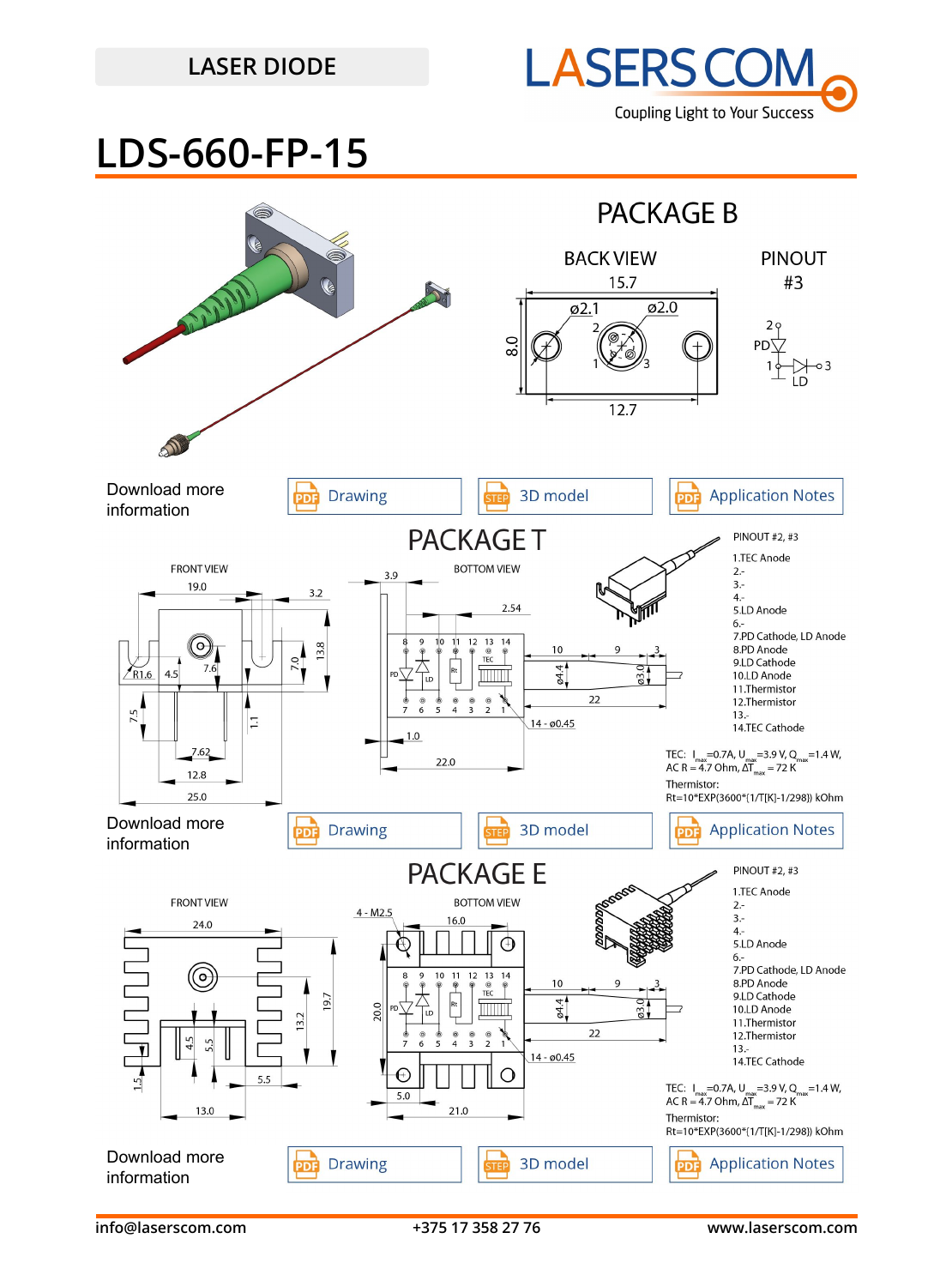LASER DIODE

# LDS-660-FP-15

## PACKAGE B

BACK VIEW

PINOUT #3

Download more information

Drawing | 3D model | Application Notes

## PACKAGE T

PINOUT #2, #3

1. TEC Anode
2. -
3. -
4. -
5. LD Anode
6. -
7. PD Cathode, LD Anode
8. PD Anode
9. LD Cathode
10. LD Anode
11. Thermistor
12. Thermistor
13. -
14. TEC Cathode

TEC: $I_{max}$=0.7A, $U_{max}$=3.9 V, $Q_{max}$=1.4 W, AC R = 4.7 Ohm, $\Delta T_{max}$ = 72 K

Thermistor: Rt=10*EXP(3600*(1/T[K]-1/298)) kOhm

Download more information

Drawing | 3D model | Application Notes

## PACKAGE E

PINOUT #2, #3

1. TEC Anode
2. -
3. -
4. -
5. LD Anode
6. -
7. PD Cathode, LD Anode
8. PD Anode
9. LD Cathode
10. LD Anode
11. Thermistor
12. Thermistor
13. -
14. TEC Cathode

TEC: $I_{max}$=0.7A, $U_{max}$=3.9 V, $Q_{max}$=1.4 W, AC R = 4.7 Ohm, $\Delta T_{max}$ = 72 K

Thermistor: Rt=10*EXP(3600*(1/T[K]-1/298)) kOhm

Download more information

Drawing | 3D model | Application Notes

info@laserscom.com | +375 17 358 27 76 | www.laserscom.com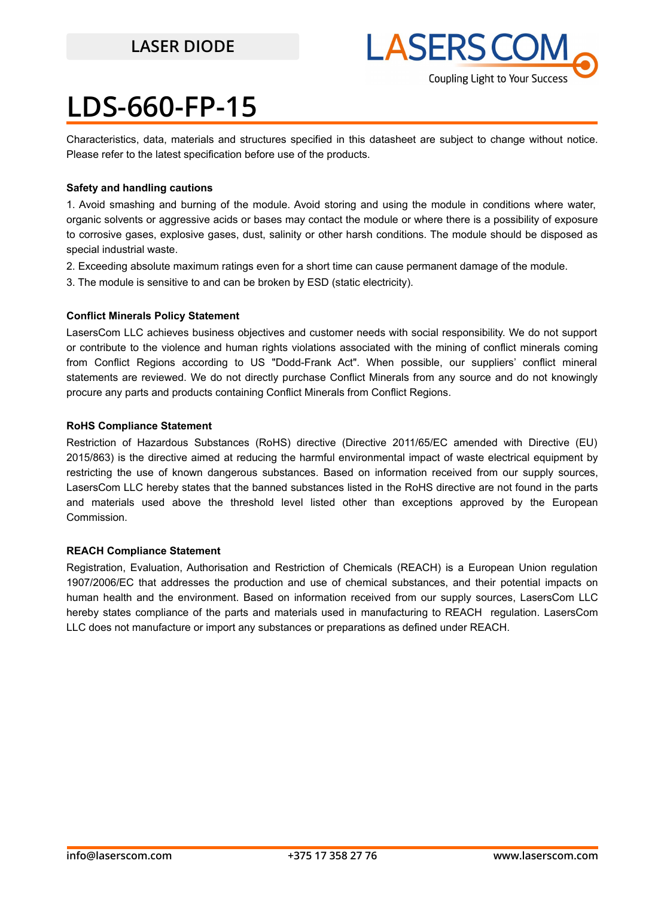LASER DIODE

# LDS-660-FP-15

Characteristics, data, materials and structures specified in this datasheet are subject to change without notice. Please refer to the latest specification before use of the products.

**Safety and handling cautions**

1. Avoid smashing and burning of the module. Avoid storing and using the module in conditions where water, organic solvents or aggressive acids or bases may contact the module or where there is a possibility of exposure to corrosive gases, explosive gases, dust, salinity or other harsh conditions. The module should be disposed as special industrial waste.
2. Exceeding absolute maximum ratings even for a short time can cause permanent damage of the module.
3. The module is sensitive to and can be broken by ESD (static electricity).

**Conflict Minerals Policy Statement**

LasersCom LLC achieves business objectives and customer needs with social responsibility. We do not support or contribute to the violence and human rights violations associated with the mining of conflict minerals coming from Conflict Regions according to US "Dodd-Frank Act". When possible, our suppliers' conflict mineral statements are reviewed. We do not directly purchase Conflict Minerals from any source and do not knowingly procure any parts and products containing Conflict Minerals from Conflict Regions.

**RoHS Compliance Statement**

Restriction of Hazardous Substances (RoHS) directive (Directive 2011/65/EC amended with Directive (EU) 2015/863) is the directive aimed at reducing the harmful environmental impact of waste electrical equipment by restricting the use of known dangerous substances. Based on information received from our supply sources, LasersCom LLC hereby states that the banned substances listed in the RoHS directive are not found in the parts and materials used above the threshold level listed other than exceptions approved by the European Commission.

**REACH Compliance Statement**

Registration, Evaluation, Authorisation and Restriction of Chemicals (REACH) is a European Union regulation 1907/2006/EC that addresses the production and use of chemical substances, and their potential impacts on human health and the environment. Based on information received from our supply sources, LasersCom LLC hereby states compliance of the parts and materials used in manufacturing to REACH regulation. LasersCom LLC does not manufacture or import any substances or preparations as defined under REACH.